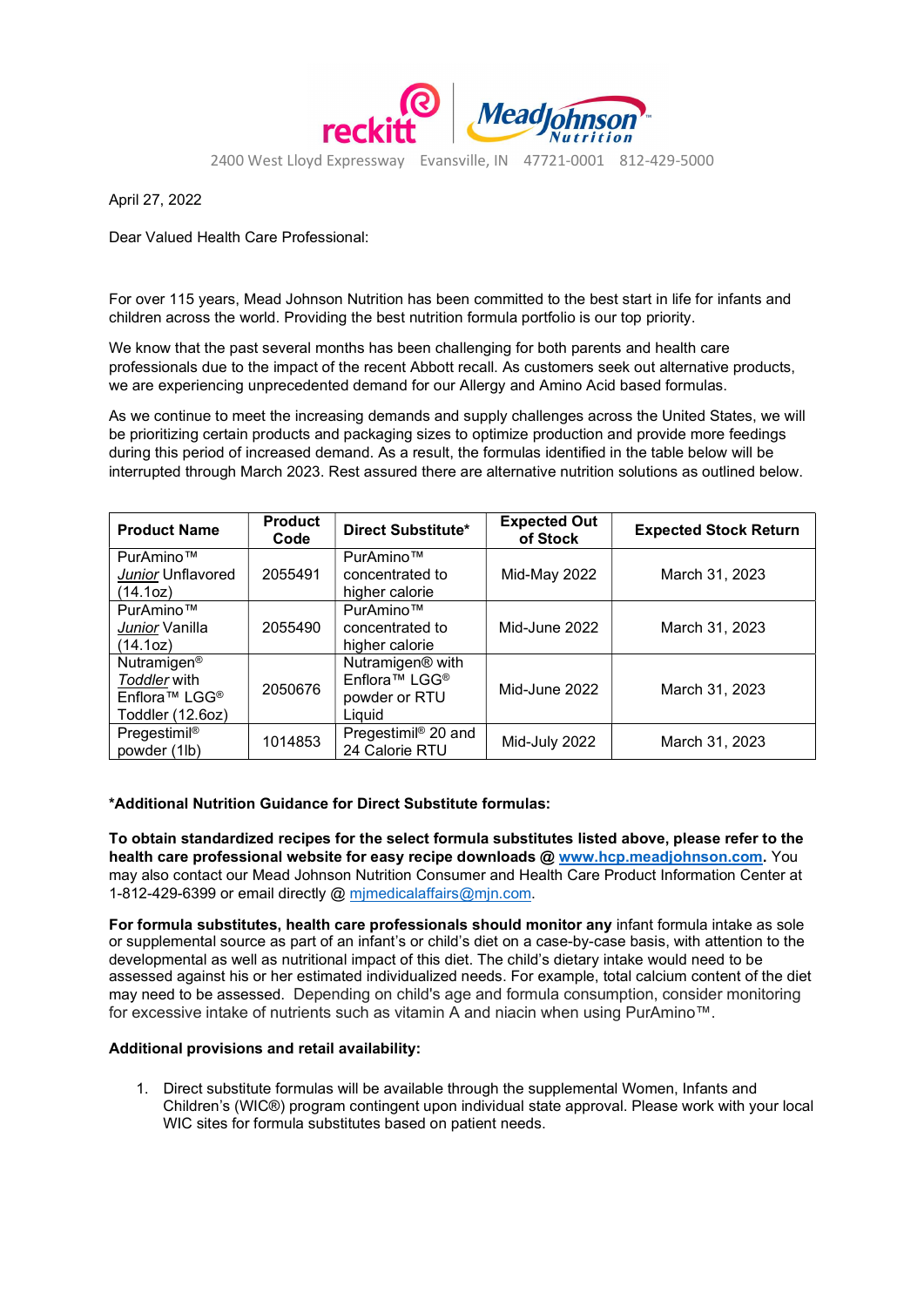reckitt | Mead Johnson Nutrition

2400 West Lloyd Expressway Evansville, IN 47721-0001 812-429-5000

April 27, 2022

Dear Valued Health Care Professional:

For over 115 years, Mead Johnson Nutrition has been committed to the best start in life for infants and children across the world. Providing the best nutrition formula portfolio is our top priority.

We know that the past several months has been challenging for both parents and health care professionals due to the impact of the recent Abbott recall. As customers seek out alternative products, we are experiencing unprecedented demand for our Allergy and Amino Acid based formulas.

As we continue to meet the increasing demands and supply challenges across the United States, we will be prioritizing certain products and packaging sizes to optimize production and provide more feedings during this period of increased demand. As a result, the formulas identified in the table below will be interrupted through March 2023. Rest assured there are alternative nutrition solutions as outlined below.

| Product Name | Product Code | Direct Substitute* | Expected Out of Stock | Expected Stock Return |
|---|---|---|---|---|
| PurAmino™ *Junior* Unflavored (14.1oz) | 2055491 | PurAmino™ concentrated to higher calorie | Mid-May 2022 | March 31, 2023 |
| PurAmino™ *Junior* Vanilla (14.1oz) | 2055490 | PurAmino™ concentrated to higher calorie | Mid-June 2022 | March 31, 2023 |
| Nutramigen® *Toddler* with Enflora™ LGG® Toddler (12.6oz) | 2050676 | Nutramigen® with Enflora™ LGG® powder or RTU Liquid | Mid-June 2022 | March 31, 2023 |
| Pregestimil® powder (1lb) | 1014853 | Pregestimil® 20 and 24 Calorie RTU | Mid-July 2022 | March 31, 2023 |

**\*Additional Nutrition Guidance for Direct Substitute formulas:**

**To obtain standardized recipes for the select formula substitutes listed above, please refer to the health care professional website for easy recipe downloads @ www.hcp.meadjohnson.com.** You may also contact our Mead Johnson Nutrition Consumer and Health Care Product Information Center at 1-812-429-6399 or email directly @ mjmedicalaffairs@mjn.com.

**For formula substitutes, health care professionals should monitor any** infant formula intake as sole or supplemental source as part of an infant's or child's diet on a case-by-case basis, with attention to the developmental as well as nutritional impact of this diet. The child's dietary intake would need to be assessed against his or her estimated individualized needs. For example, total calcium content of the diet may need to be assessed. Depending on child's age and formula consumption, consider monitoring for excessive intake of nutrients such as vitamin A and niacin when using PurAmino™.

**Additional provisions and retail availability:**

1. Direct substitute formulas will be available through the supplemental Women, Infants and Children's (WIC®) program contingent upon individual state approval. Please work with your local WIC sites for formula substitutes based on patient needs.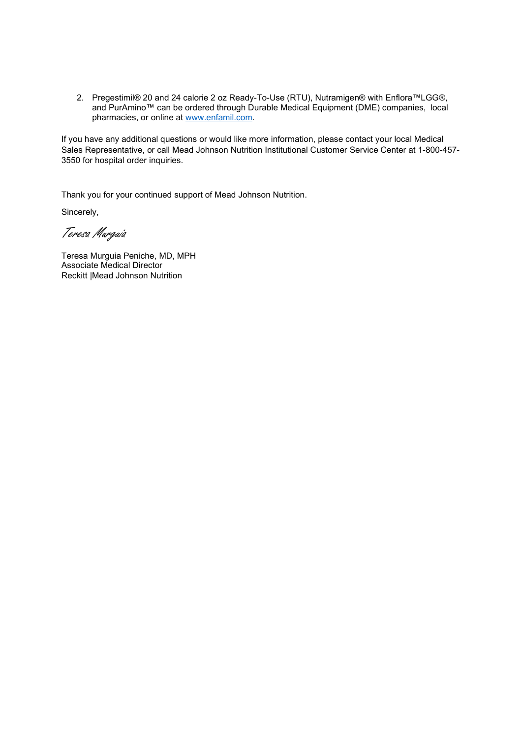2. Pregestimil® 20 and 24 calorie 2 oz Ready-To-Use (RTU), Nutramigen® with Enflora™LGG®, and PurAmino™ can be ordered through Durable Medical Equipment (DME) companies, local pharmacies, or online at www.enfamil.com.

If you have any additional questions or would like more information, please contact your local Medical Sales Representative, or call Mead Johnson Nutrition Institutional Customer Service Center at 1-800-457-3550 for hospital order inquiries.

Thank you for your continued support of Mead Johnson Nutrition.

Sincerely,

*Teresa Murguia*

Teresa Murguia Peniche, MD, MPH
Associate Medical Director
Reckitt |Mead Johnson Nutrition